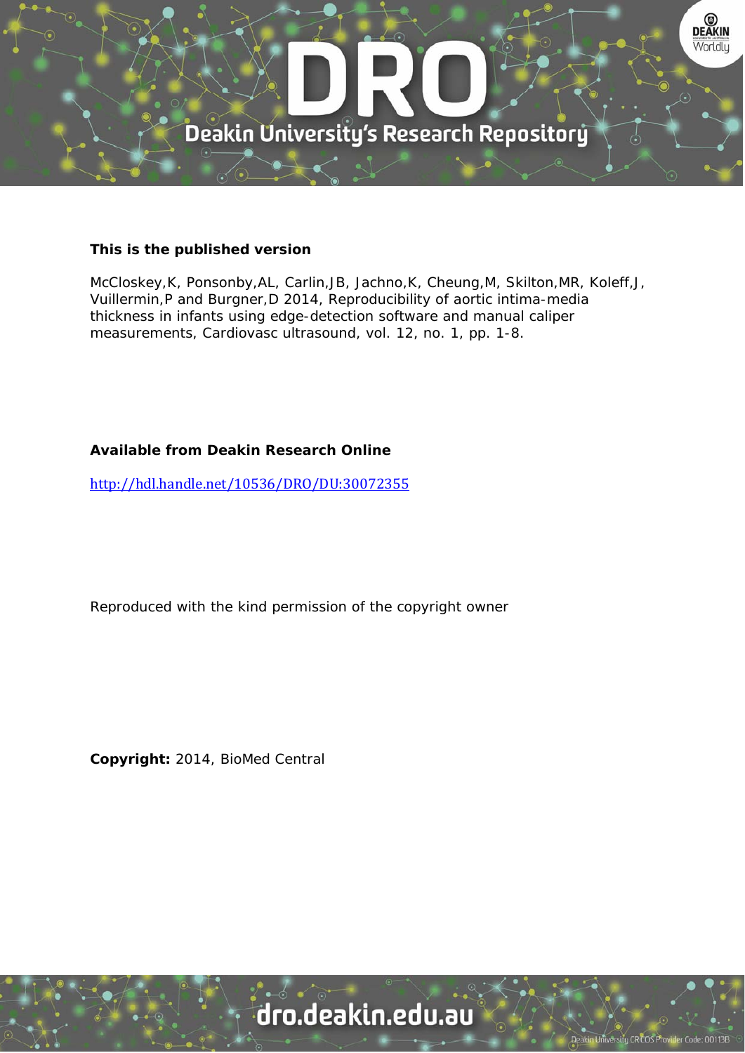**This is the published version**

McCloskey,K, Ponsonby,AL, Carlin,JB, Jachno,K, Cheung,M, Skilton,MR, Koleff,J, Vuillermin,P and Burgner,D 2014, Reproducibility of aortic intima-media thickness in infants using edge-detection software and manual caliper measurements, Cardiovasc ultrasound, vol. 12, no. 1, pp. 1-8.

**Available from Deakin Research Online**

http://hdl.handle.net/10536/DRO/DU:30072355

Reproduced with the kind permission of the copyright owner

**Copyright:** 2014, BioMed Central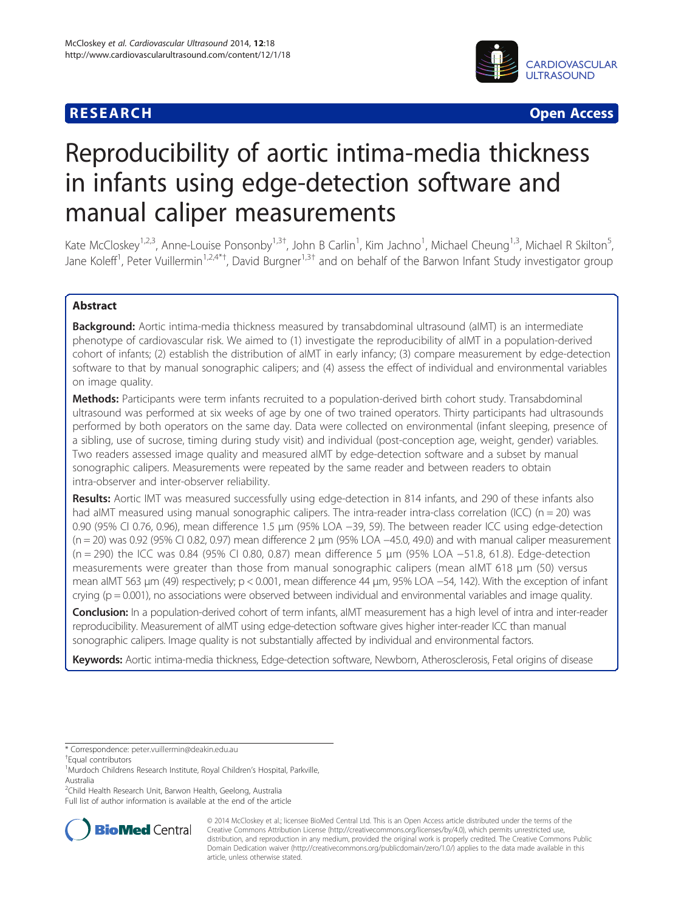# Reproducibility of aortic intima-media thickness in infants using edge-detection software and manual caliper measurements

Kate McCloskey[1,2,3], Anne-Louise Ponsonby[1,3†], John B Carlin[1], Kim Jachno[1], Michael Cheung[1,3], Michael R Skilton[5], Jane Koleff[1], Peter Vuillermin[1,2,4*†], David Burgner[1,3†] and on behalf of the Barwon Infant Study investigator group

## Abstract

**Background:** Aortic intima-media thickness measured by transabdominal ultrasound (aIMT) is an intermediate phenotype of cardiovascular risk. We aimed to (1) investigate the reproducibility of aIMT in a population-derived cohort of infants; (2) establish the distribution of aIMT in early infancy; (3) compare measurement by edge-detection software to that by manual sonographic calipers; and (4) assess the effect of individual and environmental variables on image quality.

**Methods:** Participants were term infants recruited to a population-derived birth cohort study. Transabdominal ultrasound was performed at six weeks of age by one of two trained operators. Thirty participants had ultrasounds performed by both operators on the same day. Data were collected on environmental (infant sleeping, presence of a sibling, use of sucrose, timing during study visit) and individual (post-conception age, weight, gender) variables. Two readers assessed image quality and measured aIMT by edge-detection software and a subset by manual sonographic calipers. Measurements were repeated by the same reader and between readers to obtain intra-observer and inter-observer reliability.

**Results:** Aortic IMT was measured successfully using edge-detection in 814 infants, and 290 of these infants also had aIMT measured using manual sonographic calipers. The intra-reader intra-class correlation (ICC) ($n = 20$) was 0.90 (95% CI 0.76, 0.96), mean difference 1.5 μm (95% LOA −39, 59). The between reader ICC using edge-detection ($n = 20$) was 0.92 (95% CI 0.82, 0.97) mean difference 2 μm (95% LOA −45.0, 49.0) and with manual caliper measurement ($n = 290$) the ICC was 0.84 (95% CI 0.80, 0.87) mean difference 5 μm (95% LOA −51.8, 61.8). Edge-detection measurements were greater than those from manual sonographic calipers (mean aIMT 618 μm (50) versus mean aIMT 563 μm (49) respectively; $p < 0.001$, mean difference 44 μm, 95% LOA −54, 142). With the exception of infant crying ($p = 0.001$), no associations were observed between individual and environmental variables and image quality.

**Conclusion:** In a population-derived cohort of term infants, aIMT measurement has a high level of intra and inter-reader reproducibility. Measurement of aIMT using edge-detection software gives higher inter-reader ICC than manual sonographic calipers. Image quality is not substantially affected by individual and environmental factors.

**Keywords:** Aortic intima-media thickness, Edge-detection software, Newborn, Atherosclerosis, Fetal origins of disease

* Correspondence: peter.vuillermin@deakin.edu.au
† Equal contributors
[1] Murdoch Childrens Research Institute, Royal Children's Hospital, Parkville, Australia
[2] Child Health Research Unit, Barwon Health, Geelong, Australia
Full list of author information is available at the end of the article

© 2014 McCloskey et al.; licensee BioMed Central Ltd. This is an Open Access article distributed under the terms of the Creative Commons Attribution License (http://creativecommons.org/licenses/by/4.0), which permits unrestricted use, distribution, and reproduction in any medium, provided the original work is properly credited. The Creative Commons Public Domain Dedication waiver (http://creativecommons.org/publicdomain/zero/1.0/) applies to the data made available in this article, unless otherwise stated.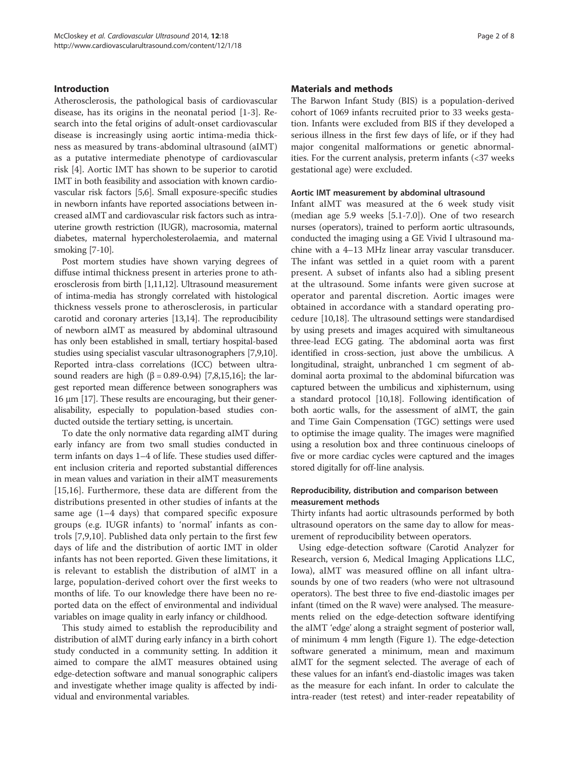## Introduction

Atherosclerosis, the pathological basis of cardiovascular disease, has its origins in the neonatal period [1-3]. Research into the fetal origins of adult-onset cardiovascular disease is increasingly using aortic intima-media thickness as measured by trans-abdominal ultrasound (aIMT) as a putative intermediate phenotype of cardiovascular risk [4]. Aortic IMT has shown to be superior to carotid IMT in both feasibility and association with known cardiovascular risk factors [5,6]. Small exposure-specific studies in newborn infants have reported associations between increased aIMT and cardiovascular risk factors such as intrauterine growth restriction (IUGR), macrosomia, maternal diabetes, maternal hypercholesterolaemia, and maternal smoking [7-10].

Post mortem studies have shown varying degrees of diffuse intimal thickness present in arteries prone to atherosclerosis from birth [1,11,12]. Ultrasound measurement of intima-media has strongly correlated with histological thickness vessels prone to atherosclerosis, in particular carotid and coronary arteries [13,14]. The reproducibility of newborn aIMT as measured by abdominal ultrasound has only been established in small, tertiary hospital-based studies using specialist vascular ultrasonographers [7,9,10]. Reported intra-class correlations (ICC) between ultrasound readers are high ($\beta = 0.89$-$0.94$) [7,8,15,16]; the largest reported mean difference between sonographers was 16 μm [17]. These results are encouraging, but their generalisability, especially to population-based studies conducted outside the tertiary setting, is uncertain.

To date the only normative data regarding aIMT during early infancy are from two small studies conducted in term infants on days 1–4 of life. These studies used different inclusion criteria and reported substantial differences in mean values and variation in their aIMT measurements [15,16]. Furthermore, these data are different from the distributions presented in other studies of infants at the same age (1–4 days) that compared specific exposure groups (e.g. IUGR infants) to 'normal' infants as controls [7,9,10]. Published data only pertain to the first few days of life and the distribution of aortic IMT in older infants has not been reported. Given these limitations, it is relevant to establish the distribution of aIMT in a large, population-derived cohort over the first weeks to months of life. To our knowledge there have been no reported data on the effect of environmental and individual variables on image quality in early infancy or childhood.

This study aimed to establish the reproducibility and distribution of aIMT during early infancy in a birth cohort study conducted in a community setting. In addition it aimed to compare the aIMT measures obtained using edge-detection software and manual sonographic calipers and investigate whether image quality is affected by individual and environmental variables.

## Materials and methods

The Barwon Infant Study (BIS) is a population-derived cohort of 1069 infants recruited prior to 33 weeks gestation. Infants were excluded from BIS if they developed a serious illness in the first few days of life, or if they had major congenital malformations or genetic abnormalities. For the current analysis, preterm infants (<37 weeks gestational age) were excluded.

### Aortic IMT measurement by abdominal ultrasound

Infant aIMT was measured at the 6 week study visit (median age 5.9 weeks [5.1-7.0]). One of two research nurses (operators), trained to perform aortic ultrasounds, conducted the imaging using a GE Vivid I ultrasound machine with a 4–13 MHz linear array vascular transducer. The infant was settled in a quiet room with a parent present. A subset of infants also had a sibling present at the ultrasound. Some infants were given sucrose at operator and parental discretion. Aortic images were obtained in accordance with a standard operating procedure [10,18]. The ultrasound settings were standardised by using presets and images acquired with simultaneous three-lead ECG gating. The abdominal aorta was first identified in cross-section, just above the umbilicus. A longitudinal, straight, unbranched 1 cm segment of abdominal aorta proximal to the abdominal bifurcation was captured between the umbilicus and xiphisternum, using a standard protocol [10,18]. Following identification of both aortic walls, for the assessment of aIMT, the gain and Time Gain Compensation (TGC) settings were used to optimise the image quality. The images were magnified using a resolution box and three continuous cineloops of five or more cardiac cycles were captured and the images stored digitally for off-line analysis.

### Reproducibility, distribution and comparison between measurement methods

Thirty infants had aortic ultrasounds performed by both ultrasound operators on the same day to allow for measurement of reproducibility between operators.

Using edge-detection software (Carotid Analyzer for Research, version 6, Medical Imaging Applications LLC, Iowa), aIMT was measured offline on all infant ultrasounds by one of two readers (who were not ultrasound operators). The best three to five end-diastolic images per infant (timed on the R wave) were analysed. The measurements relied on the edge-detection software identifying the aIMT 'edge' along a straight segment of posterior wall, of minimum 4 mm length (Figure 1). The edge-detection software generated a minimum, mean and maximum aIMT for the segment selected. The average of each of these values for an infant's end-diastolic images was taken as the measure for each infant. In order to calculate the intra-reader (test retest) and inter-reader repeatability of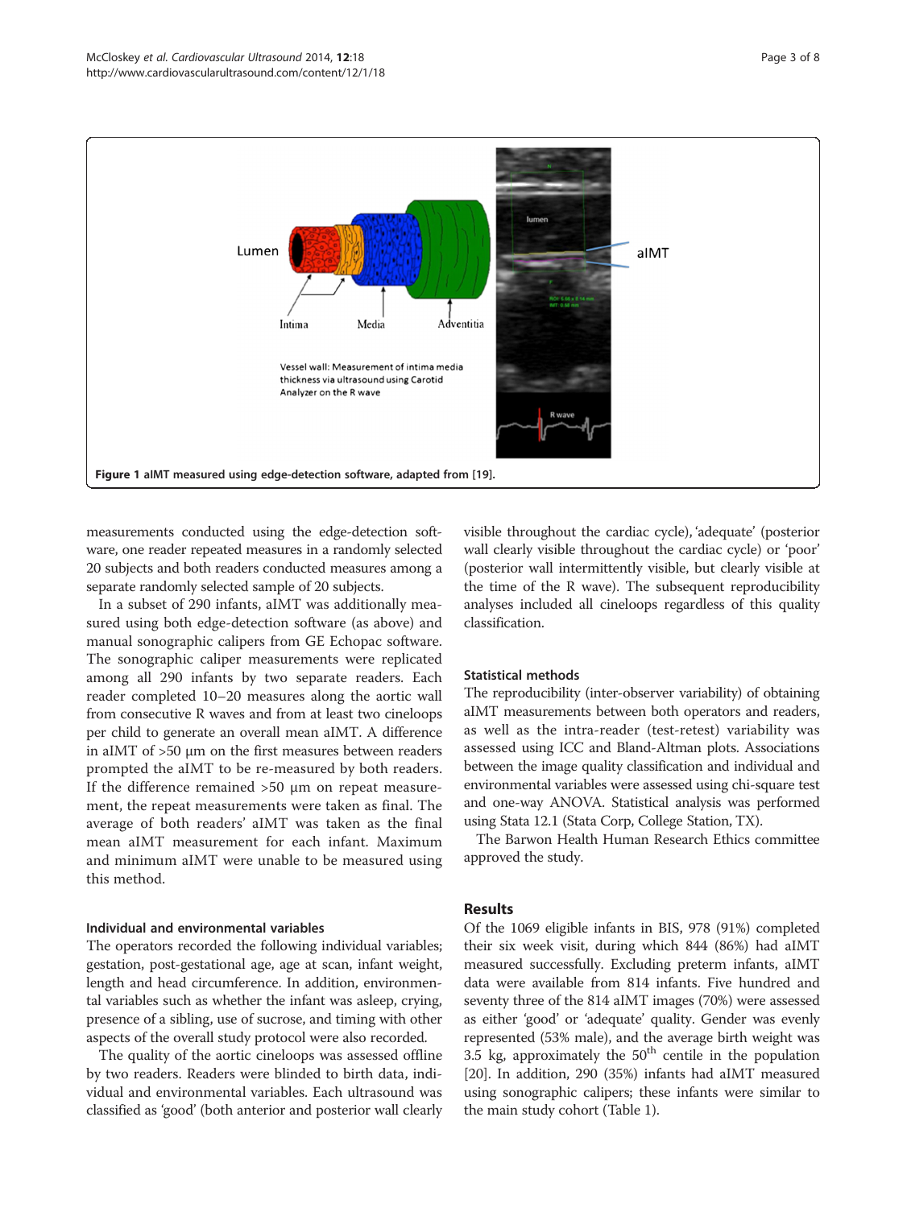Figure 1 aIMT measured using edge-detection software, adapted from [19].

measurements conducted using the edge-detection software, one reader repeated measures in a randomly selected 20 subjects and both readers conducted measures among a separate randomly selected sample of 20 subjects.

In a subset of 290 infants, aIMT was additionally measured using both edge-detection software (as above) and manual sonographic calipers from GE Echopac software. The sonographic caliper measurements were replicated among all 290 infants by two separate readers. Each reader completed 10–20 measures along the aortic wall from consecutive R waves and from at least two cineloops per child to generate an overall mean aIMT. A difference in aIMT of >50 μm on the first measures between readers prompted the aIMT to be re-measured by both readers. If the difference remained >50 μm on repeat measurement, the repeat measurements were taken as final. The average of both readers' aIMT was taken as the final mean aIMT measurement for each infant. Maximum and minimum aIMT were unable to be measured using this method.

### Individual and environmental variables

The operators recorded the following individual variables; gestation, post-gestational age, age at scan, infant weight, length and head circumference. In addition, environmental variables such as whether the infant was asleep, crying, presence of a sibling, use of sucrose, and timing with other aspects of the overall study protocol were also recorded.

The quality of the aortic cineloops was assessed offline by two readers. Readers were blinded to birth data, individual and environmental variables. Each ultrasound was classified as 'good' (both anterior and posterior wall clearly visible throughout the cardiac cycle), 'adequate' (posterior wall clearly visible throughout the cardiac cycle) or 'poor' (posterior wall intermittently visible, but clearly visible at the time of the R wave). The subsequent reproducibility analyses included all cineloops regardless of this quality classification.

### Statistical methods

The reproducibility (inter-observer variability) of obtaining aIMT measurements between both operators and readers, as well as the intra-reader (test-retest) variability was assessed using ICC and Bland-Altman plots. Associations between the image quality classification and individual and environmental variables were assessed using chi-square test and one-way ANOVA. Statistical analysis was performed using Stata 12.1 (Stata Corp, College Station, TX).

The Barwon Health Human Research Ethics committee approved the study.

## Results

Of the 1069 eligible infants in BIS, 978 (91%) completed their six week visit, during which 844 (86%) had aIMT measured successfully. Excluding preterm infants, aIMT data were available from 814 infants. Five hundred and seventy three of the 814 aIMT images (70%) were assessed as either 'good' or 'adequate' quality. Gender was evenly represented (53% male), and the average birth weight was 3.5 kg, approximately the 50th centile in the population [20]. In addition, 290 (35%) infants had aIMT measured using sonographic calipers; these infants were similar to the main study cohort (Table 1).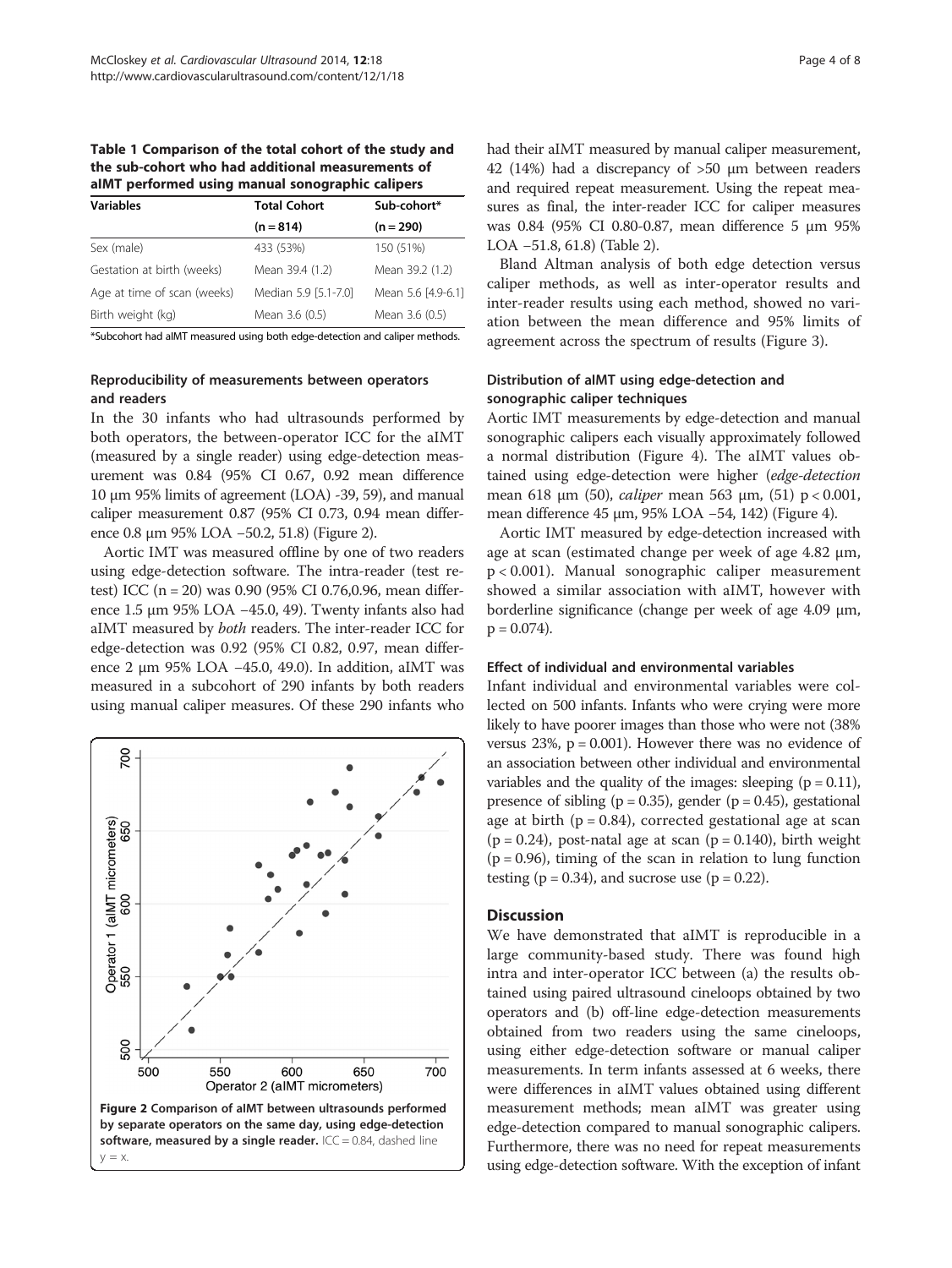**Table 1 Comparison of the total cohort of the study and the sub-cohort who had additional measurements of aIMT performed using manual sonographic calipers**

| Variables | Total Cohort | Sub-cohort* |
|---|---|---|
| | (n = 814) | (n = 290) |
| Sex (male) | 433 (53%) | 150 (51%) |
| Gestation at birth (weeks) | Mean 39.4 (1.2) | Mean 39.2 (1.2) |
| Age at time of scan (weeks) | Median 5.9 [5.1-7.0] | Mean 5.6 [4.9-6.1] |
| Birth weight (kg) | Mean 3.6 (0.5) | Mean 3.6 (0.5) |

*Subcohort had aIMT measured using both edge-detection and caliper methods.

### Reproducibility of measurements between operators and readers

In the 30 infants who had ultrasounds performed by both operators, the between-operator ICC for the aIMT (measured by a single reader) using edge-detection measurement was 0.84 (95% CI 0.67, 0.92 mean difference 10 μm 95% limits of agreement (LOA) -39, 59), and manual caliper measurement 0.87 (95% CI 0.73, 0.94 mean difference 0.8 μm 95% LOA −50.2, 51.8) (Figure 2).

Aortic IMT was measured offline by one of two readers using edge-detection software. The intra-reader (test retest) ICC (n = 20) was 0.90 (95% CI 0.76,0.96, mean difference 1.5 μm 95% LOA −45.0, 49). Twenty infants also had aIMT measured by *both* readers. The inter-reader ICC for edge-detection was 0.92 (95% CI 0.82, 0.97, mean difference 2 μm 95% LOA −45.0, 49.0). In addition, aIMT was measured in a subcohort of 290 infants by both readers using manual caliper measures. Of these 290 infants who had their aIMT measured by manual caliper measurement, 42 (14%) had a discrepancy of >50 μm between readers and required repeat measurement. Using the repeat measures as final, the inter-reader ICC for caliper measures was 0.84 (95% CI 0.80-0.87, mean difference 5 μm 95% LOA −51.8, 61.8) (Table 2).

**Figure 2 Comparison of aIMT between ultrasounds performed by separate operators on the same day, using edge-detection software, measured by a single reader.** ICC = 0.84, dashed line y = x.

Bland Altman analysis of both edge detection versus caliper methods, as well as inter-operator results and inter-reader results using each method, showed no variation between the mean difference and 95% limits of agreement across the spectrum of results (Figure 3).

### Distribution of aIMT using edge-detection and sonographic caliper techniques

Aortic IMT measurements by edge-detection and manual sonographic calipers each visually approximately followed a normal distribution (Figure 4). The aIMT values obtained using edge-detection were higher (*edge-detection* mean 618 μm (50), *caliper* mean 563 μm, (51) $p < 0.001$, mean difference 45 μm, 95% LOA −54, 142) (Figure 4).

Aortic IMT measured by edge-detection increased with age at scan (estimated change per week of age 4.82 μm, $p < 0.001$). Manual sonographic caliper measurement showed a similar association with aIMT, however with borderline significance (change per week of age 4.09 μm, $p = 0.074$).

### Effect of individual and environmental variables

Infant individual and environmental variables were collected on 500 infants. Infants who were crying were more likely to have poorer images than those who were not (38% versus 23%, $p = 0.001$). However there was no evidence of an association between other individual and environmental variables and the quality of the images: sleeping ($p = 0.11$), presence of sibling ($p = 0.35$), gender ($p = 0.45$), gestational age at birth ($p = 0.84$), corrected gestational age at scan ($p = 0.24$), post-natal age at scan ($p = 0.140$), birth weight ($p = 0.96$), timing of the scan in relation to lung function testing ($p = 0.34$), and sucrose use ($p = 0.22$).

## Discussion

We have demonstrated that aIMT is reproducible in a large community-based study. There was found high intra and inter-operator ICC between (a) the results obtained using paired ultrasound cineloops obtained by two operators and (b) off-line edge-detection measurements obtained from two readers using the same cineloops, using either edge-detection software or manual caliper measurements. In term infants assessed at 6 weeks, there were differences in aIMT values obtained using different measurement methods; mean aIMT was greater using edge-detection compared to manual sonographic calipers. Furthermore, there was no need for repeat measurements using edge-detection software. With the exception of infant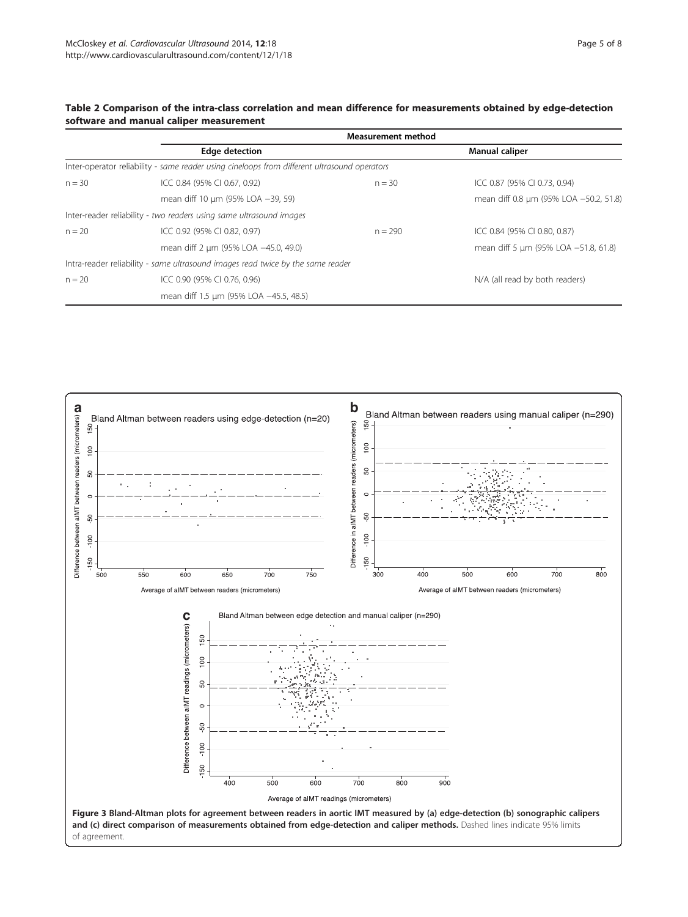**Table 2 Comparison of the intra-class correlation and mean difference for measurements obtained by edge-detection software and manual caliper measurement**

| | Measurement method | | |
|---|---|---|---|
| | **Edge detection** | | **Manual caliper** |
| *Inter-operator reliability - same reader using cineloops from different ultrasound operators* | | | |
| n = 30 | ICC 0.84 (95% CI 0.67, 0.92) | n = 30 | ICC 0.87 (95% CI 0.73, 0.94) |
| | mean diff 10 μm (95% LOA −39, 59) | | mean diff 0.8 μm (95% LOA −50.2, 51.8) |
| *Inter-reader reliability - two readers using same ultrasound images* | | | |
| n = 20 | ICC 0.92 (95% CI 0.82, 0.97) | n = 290 | ICC 0.84 (95% CI 0.80, 0.87) |
| | mean diff 2 μm (95% LOA −45.0, 49.0) | | mean diff 5 μm (95% LOA −51.8, 61.8) |
| *Intra-reader reliability - same ultrasound images read twice by the same reader* | | | |
| n = 20 | ICC 0.90 (95% CI 0.76, 0.96) | | N/A (all read by both readers) |
| | mean diff 1.5 μm (95% LOA −45.5, 48.5) | | |

**Figure 3 Bland-Altman plots for agreement between readers in aortic IMT measured by (a) edge-detection (b) sonographic calipers and (c) direct comparison of measurements obtained from edge-detection and caliper methods.** Dashed lines indicate 95% limits of agreement.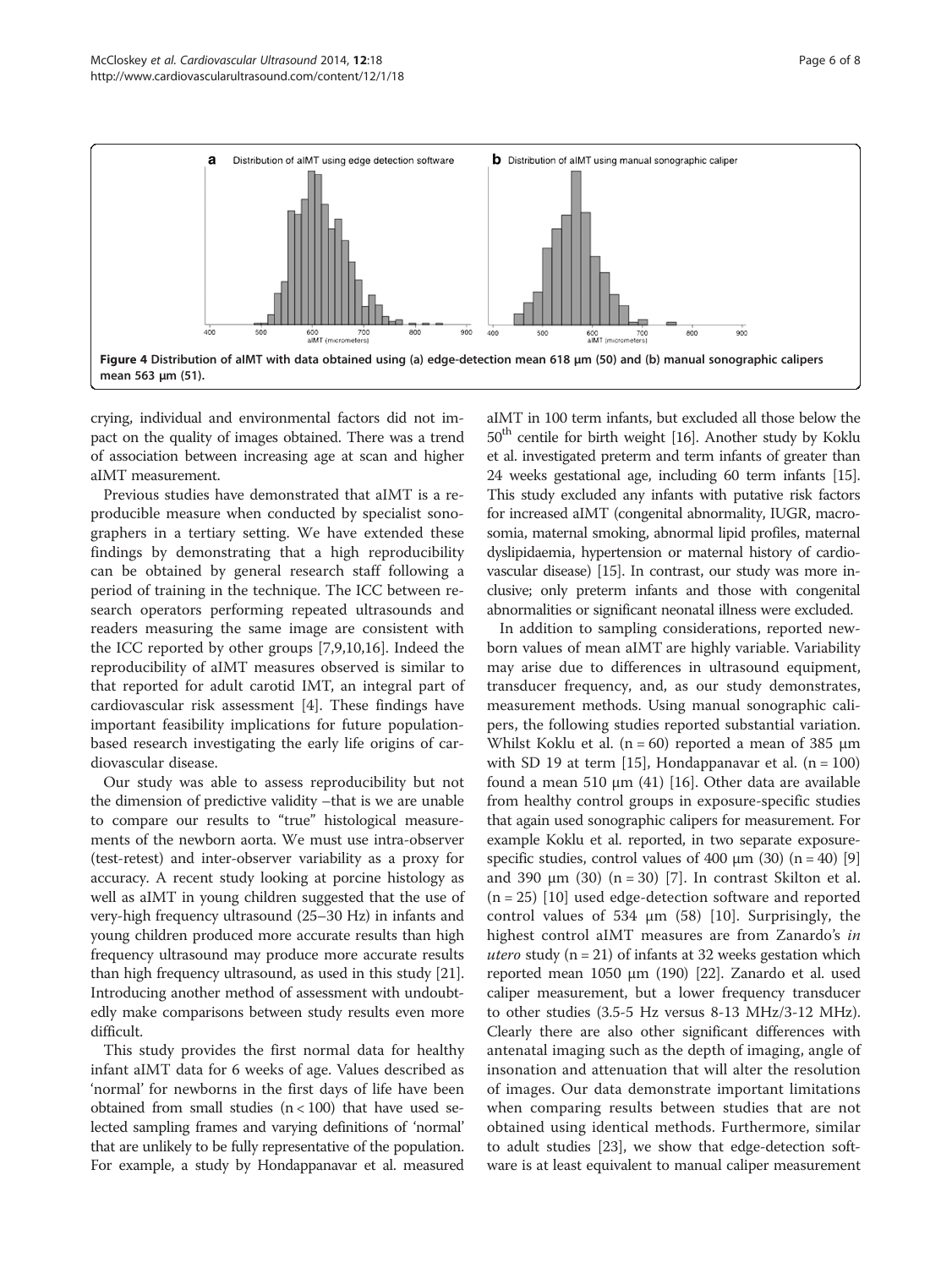Figure 4 Distribution of aIMT with data obtained using (a) edge-detection mean 618 μm (50) and (b) manual sonographic calipers mean 563 μm (51).

crying, individual and environmental factors did not impact on the quality of images obtained. There was a trend of association between increasing age at scan and higher aIMT measurement.

Previous studies have demonstrated that aIMT is a reproducible measure when conducted by specialist sonographers in a tertiary setting. We have extended these findings by demonstrating that a high reproducibility can be obtained by general research staff following a period of training in the technique. The ICC between research operators performing repeated ultrasounds and readers measuring the same image are consistent with the ICC reported by other groups [7,9,10,16]. Indeed the reproducibility of aIMT measures observed is similar to that reported for adult carotid IMT, an integral part of cardiovascular risk assessment [4]. These findings have important feasibility implications for future population-based research investigating the early life origins of cardiovascular disease.

Our study was able to assess reproducibility but not the dimension of predictive validity –that is we are unable to compare our results to "true" histological measurements of the newborn aorta. We must use intra-observer (test-retest) and inter-observer variability as a proxy for accuracy. A recent study looking at porcine histology as well as aIMT in young children suggested that the use of very-high frequency ultrasound (25–30 Hz) in infants and young children produced more accurate results than high frequency ultrasound may produce more accurate results than high frequency ultrasound, as used in this study [21]. Introducing another method of assessment with undoubtedly make comparisons between study results even more difficult.

This study provides the first normal data for healthy infant aIMT data for 6 weeks of age. Values described as 'normal' for newborns in the first days of life have been obtained from small studies (n < 100) that have used selected sampling frames and varying definitions of 'normal' that are unlikely to be fully representative of the population. For example, a study by Hondappanavar et al. measured aIMT in 100 term infants, but excluded all those below the 50[th] centile for birth weight [16]. Another study by Koklu et al. investigated preterm and term infants of greater than 24 weeks gestational age, including 60 term infants [15]. This study excluded any infants with putative risk factors for increased aIMT (congenital abnormality, IUGR, macrosomia, maternal smoking, abnormal lipid profiles, maternal dyslipidaemia, hypertension or maternal history of cardiovascular disease) [15]. In contrast, our study was more inclusive; only preterm infants and those with congenital abnormalities or significant neonatal illness were excluded.

In addition to sampling considerations, reported newborn values of mean aIMT are highly variable. Variability may arise due to differences in ultrasound equipment, transducer frequency, and, as our study demonstrates, measurement methods. Using manual sonographic calipers, the following studies reported substantial variation. Whilst Koklu et al. (n = 60) reported a mean of 385 μm with SD 19 at term [15], Hondappanavar et al. (n = 100) found a mean 510 μm (41) [16]. Other data are available from healthy control groups in exposure-specific studies that again used sonographic calipers for measurement. For example Koklu et al. reported, in two separate exposure-specific studies, control values of 400 μm (30) (n = 40) [9] and 390 μm (30) (n = 30) [7]. In contrast Skilton et al. (n = 25) [10] used edge-detection software and reported control values of 534 μm (58) [10]. Surprisingly, the highest control aIMT measures are from Zanardo's *in utero* study (n = 21) of infants at 32 weeks gestation which reported mean 1050 μm (190) [22]. Zanardo et al. used caliper measurement, but a lower frequency transducer to other studies (3.5-5 Hz versus 8-13 MHz/3-12 MHz). Clearly there are also other significant differences with antenatal imaging such as the depth of imaging, angle of insonation and attenuation that will alter the resolution of images. Our data demonstrate important limitations when comparing results between studies that are not obtained using identical methods. Furthermore, similar to adult studies [23], we show that edge-detection software is at least equivalent to manual caliper measurement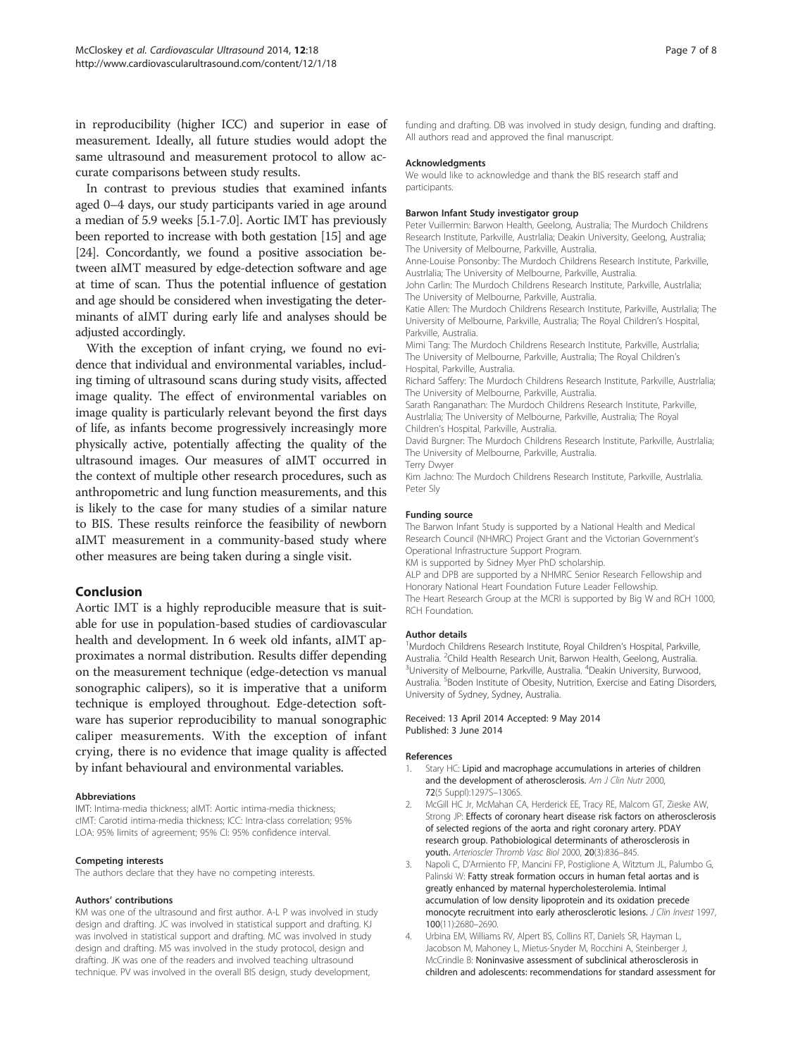in reproducibility (higher ICC) and superior in ease of measurement. Ideally, all future studies would adopt the same ultrasound and measurement protocol to allow accurate comparisons between study results.

In contrast to previous studies that examined infants aged 0–4 days, our study participants varied in age around a median of 5.9 weeks [5.1-7.0]. Aortic IMT has previously been reported to increase with both gestation [15] and age [24]. Concordantly, we found a positive association between aIMT measured by edge-detection software and age at time of scan. Thus the potential influence of gestation and age should be considered when investigating the determinants of aIMT during early life and analyses should be adjusted accordingly.

With the exception of infant crying, we found no evidence that individual and environmental variables, including timing of ultrasound scans during study visits, affected image quality. The effect of environmental variables on image quality is particularly relevant beyond the first days of life, as infants become progressively increasingly more physically active, potentially affecting the quality of the ultrasound images. Our measures of aIMT occurred in the context of multiple other research procedures, such as anthropometric and lung function measurements, and this is likely to the case for many studies of a similar nature to BIS. These results reinforce the feasibility of newborn aIMT measurement in a community-based study where other measures are being taken during a single visit.

## Conclusion

Aortic IMT is a highly reproducible measure that is suitable for use in population-based studies of cardiovascular health and development. In 6 week old infants, aIMT approximates a normal distribution. Results differ depending on the measurement technique (edge-detection vs manual sonographic calipers), so it is imperative that a uniform technique is employed throughout. Edge-detection software has superior reproducibility to manual sonographic caliper measurements. With the exception of infant crying, there is no evidence that image quality is affected by infant behavioural and environmental variables.

#### Abbreviations

IMT: Intima-media thickness; aIMT: Aortic intima-media thickness; cIMT: Carotid intima-media thickness; ICC: Intra-class correlation; 95% LOA: 95% limits of agreement; 95% CI: 95% confidence interval.

#### Competing interests

The authors declare that they have no competing interests.

#### Authors' contributions

KM was one of the ultrasound and first author. A-L P was involved in study design and drafting. JC was involved in statistical support and drafting. KJ was involved in statistical support and drafting. MC was involved in study design and drafting. MS was involved in the study protocol, design and drafting. JK was one of the readers and involved teaching ultrasound technique. PV was involved in the overall BIS design, study development, funding and drafting. DB was involved in study design, funding and drafting. All authors read and approved the final manuscript.

#### Acknowledgments

We would like to acknowledge and thank the BIS research staff and participants.

#### Barwon Infant Study investigator group

Peter Vuillermin: Barwon Health, Geelong, Australia; The Murdoch Childrens Research Institute, Parkville, Austrlalia; Deakin University, Geelong, Australia; The University of Melbourne, Parkville, Australia.
Anne-Louise Ponsonby: The Murdoch Childrens Research Institute, Parkville, Austrlalia; The University of Melbourne, Parkville, Australia.
John Carlin: The Murdoch Childrens Research Institute, Parkville, Austrlalia; The University of Melbourne, Parkville, Australia.
Katie Allen: The Murdoch Childrens Research Institute, Parkville, Austrlalia; The University of Melbourne, Parkville, Australia; The Royal Children's Hospital, Parkville, Australia.
Mimi Tang: The Murdoch Childrens Research Institute, Parkville, Austrlalia; The University of Melbourne, Parkville, Australia; The Royal Children's Hospital, Parkville, Australia.
Richard Saffery: The Murdoch Childrens Research Institute, Parkville, Austrlalia; The University of Melbourne, Parkville, Australia.
Sarath Ranganathan: The Murdoch Childrens Research Institute, Parkville, Austrlalia; The University of Melbourne, Parkville, Australia; The Royal Children's Hospital, Parkville, Australia.
David Burgner: The Murdoch Childrens Research Institute, Parkville, Austrlalia; The University of Melbourne, Parkville, Australia.
Terry Dwyer
Kim Jachno: The Murdoch Childrens Research Institute, Parkville, Austrlalia.
Peter Sly

#### Funding source

The Barwon Infant Study is supported by a National Health and Medical Research Council (NHMRC) Project Grant and the Victorian Government's Operational Infrastructure Support Program.
KM is supported by Sidney Myer PhD scholarship.
ALP and DPB are supported by a NHMRC Senior Research Fellowship and Honorary National Heart Foundation Future Leader Fellowship.
The Heart Research Group at the MCRI is supported by Big W and RCH 1000, RCH Foundation.

#### Author details

[1]Murdoch Childrens Research Institute, Royal Children's Hospital, Parkville, Australia. [2]Child Health Research Unit, Barwon Health, Geelong, Australia. [3]University of Melbourne, Parkville, Australia. [4]Deakin University, Burwood, Australia. [5]Boden Institute of Obesity, Nutrition, Exercise and Eating Disorders, University of Sydney, Sydney, Australia.

Received: 13 April 2014 Accepted: 9 May 2014
Published: 3 June 2014

#### References

1. Stary HC: **Lipid and macrophage accumulations in arteries of children and the development of atherosclerosis.** *Am J Clin Nutr* 2000, **72**(5 Suppl):1297S–1306S.
2. McGill HC Jr, McMahan CA, Herderick EE, Tracy RE, Malcom GT, Zieske AW, Strong JP: **Effects of coronary heart disease risk factors on atherosclerosis of selected regions of the aorta and right coronary artery. PDAY research group. Pathobiological determinants of atherosclerosis in youth.** *Arterioscler Thromb Vasc Biol* 2000, **20**(3):836–845.
3. Napoli C, D'Armiento FP, Mancini FP, Postiglione A, Witztum JL, Palumbo G, Palinski W: **Fatty streak formation occurs in human fetal aortas and is greatly enhanced by maternal hypercholesterolemia. Intimal accumulation of low density lipoprotein and its oxidation precede monocyte recruitment into early atherosclerotic lesions.** *J Clin Invest* 1997, **100**(11):2680–2690.
4. Urbina EM, Williams RV, Alpert BS, Collins RT, Daniels SR, Hayman L, Jacobson M, Mahoney L, Mietus-Snyder M, Rocchini A, Steinberger J, McCrindle B: **Noninvasive assessment of subclinical atherosclerosis in children and adolescents: recommendations for standard assessment for**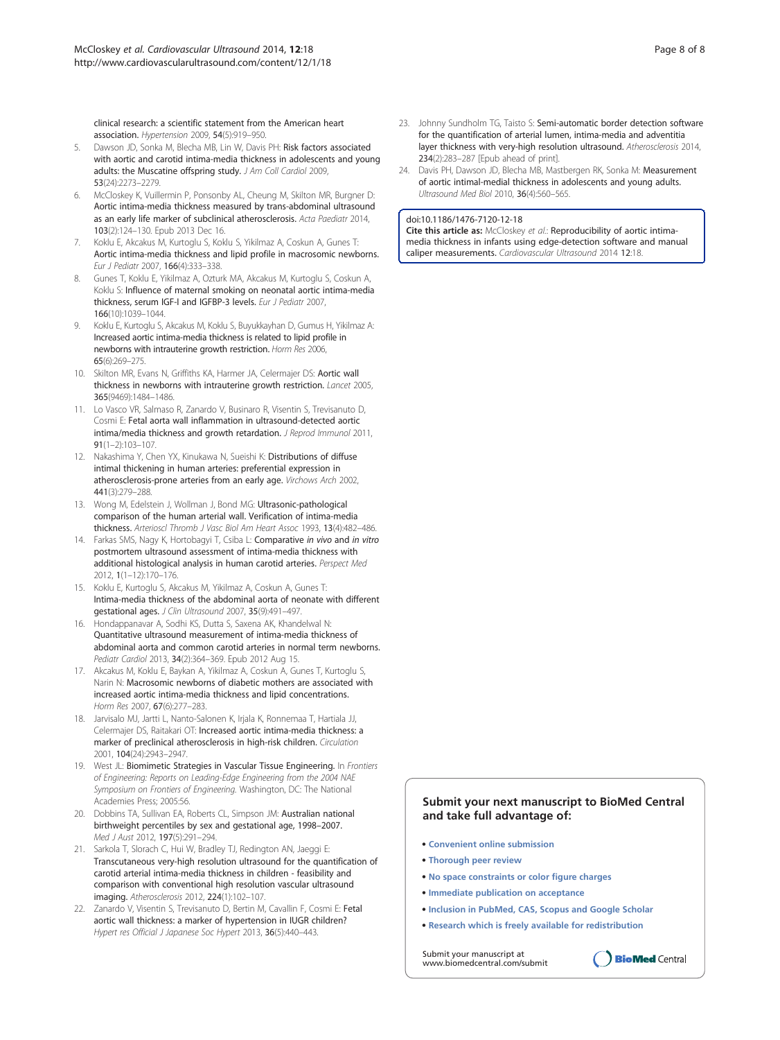clinical research: a scientific statement from the American heart association. *Hypertension* 2009, 54(5):919–950.

5. Dawson JD, Sonka M, Blecha MB, Lin W, Davis PH: **Risk factors associated with aortic and carotid intima-media thickness in adolescents and young adults: the Muscatine offspring study.** *J Am Coll Cardiol* 2009, 53(24):2273–2279.
6. McCloskey K, Vuillermin P, Ponsonby AL, Cheung M, Skilton MR, Burgner D: **Aortic intima-media thickness measured by trans-abdominal ultrasound as an early life marker of subclinical atherosclerosis.** *Acta Paediatr* 2014, 103(2):124–130. Epub 2013 Dec 16.
7. Koklu E, Akcakus M, Kurtoglu S, Koklu S, Yikilmaz A, Coskun A, Gunes T: **Aortic intima-media thickness and lipid profile in macrosomic newborns.** *Eur J Pediatr* 2007, 166(4):333–338.
8. Gunes T, Koklu E, Yikilmaz A, Ozturk MA, Akcakus M, Kurtoglu S, Coskun A, Koklu S: **Influence of maternal smoking on neonatal aortic intima-media thickness, serum IGF-I and IGFBP-3 levels.** *Eur J Pediatr* 2007, 166(10):1039–1044.
9. Koklu E, Kurtoglu S, Akcakus M, Koklu S, Buyukkayhan D, Gumus H, Yikilmaz A: **Increased aortic intima-media thickness is related to lipid profile in newborns with intrauterine growth restriction.** *Horm Res* 2006, 65(6):269–275.
10. Skilton MR, Evans N, Griffiths KA, Harmer JA, Celermajer DS: **Aortic wall thickness in newborns with intrauterine growth restriction.** *Lancet* 2005, 365(9469):1484–1486.
11. Lo Vasco VR, Salmaso R, Zanardo V, Businaro R, Visentin S, Trevisanuto D, Cosmi E: **Fetal aorta wall inflammation in ultrasound-detected aortic intima/media thickness and growth retardation.** *J Reprod Immunol* 2011, 91(1–2):103–107.
12. Nakashima Y, Chen YX, Kinukawa N, Sueishi K: **Distributions of diffuse intimal thickening in human arteries: preferential expression in atherosclerosis-prone arteries from an early age.** *Virchows Arch* 2002, 441(3):279–288.
13. Wong M, Edelstein J, Wollman J, Bond MG: **Ultrasonic-pathological comparison of the human arterial wall. Verification of intima-media thickness.** *Arterioscl Thromb J Vasc Biol Am Heart Assoc* 1993, 13(4):482–486.
14. Farkas SMS, Nagy K, Hortobagyi T, Csiba L: **Comparative *in vivo* and *in vitro* postmortem ultrasound assessment of intima-media thickness with additional histological analysis in human carotid arteries.** *Perspect Med* 2012, 1(1–12):170–176.
15. Koklu E, Kurtoglu S, Akcakus M, Yikilmaz A, Coskun A, Gunes T: **Intima-media thickness of the abdominal aorta of neonate with different gestational ages.** *J Clin Ultrasound* 2007, 35(9):491–497.
16. Hondappanavar A, Sodhi KS, Dutta S, Saxena AK, Khandelwal N: **Quantitative ultrasound measurement of intima-media thickness of abdominal aorta and common carotid arteries in normal term newborns.** *Pediatr Cardiol* 2013, 34(2):364–369. Epub 2012 Aug 15.
17. Akcakus M, Koklu E, Baykan A, Yikilmaz A, Coskun A, Gunes T, Kurtoglu S, Narin N: **Macrosomic newborns of diabetic mothers are associated with increased aortic intima-media thickness and lipid concentrations.** *Horm Res* 2007, 67(6):277–283.
18. Jarvisalo MJ, Jartti L, Nanto-Salonen K, Irjala K, Ronnemaa T, Hartiala JJ, Celermajer DS, Raitakari OT: **Increased aortic intima-media thickness: a marker of preclinical atherosclerosis in high-risk children.** *Circulation* 2001, 104(24):2943–2947.
19. West JL: **Biomimetic Strategies in Vascular Tissue Engineering.** In *Frontiers of Engineering: Reports on Leading-Edge Engineering from the 2004 NAE Symposium on Frontiers of Engineering.* Washington, DC: The National Academies Press; 2005:56.
20. Dobbins TA, Sullivan EA, Roberts CL, Simpson JM: **Australian national birthweight percentiles by sex and gestational age, 1998–2007.** *Med J Aust* 2012, 197(5):291–294.
21. Sarkola T, Slorach C, Hui W, Bradley TJ, Redington AN, Jaeggi E: **Transcutaneous very-high resolution ultrasound for the quantification of carotid arterial intima-media thickness in children - feasibility and comparison with conventional high resolution vascular ultrasound imaging.** *Atherosclerosis* 2012, 224(1):102–107.
22. Zanardo V, Visentin S, Trevisanuto D, Bertin M, Cavallin F, Cosmi E: **Fetal aortic wall thickness: a marker of hypertension in IUGR children?** *Hypert res Official J Japanese Soc Hypert* 2013, 36(5):440–443.
23. Johnny Sundholm TG, Taisto S: **Semi-automatic border detection software for the quantification of arterial lumen, intima-media and adventitia layer thickness with very-high resolution ultrasound.** *Atherosclerosis* 2014, 234(2):283–287 [Epub ahead of print].
24. Davis PH, Dawson JD, Blecha MB, Mastbergen RK, Sonka M: **Measurement of aortic intimal-medial thickness in adolescents and young adults.** *Ultrasound Med Biol* 2010, 36(4):560–565.

doi:10.1186/1476-7120-12-18

**Cite this article as:** McCloskey *et al.*: Reproducibility of aortic intima-media thickness in infants using edge-detection software and manual caliper measurements. *Cardiovascular Ultrasound* 2014 12:18.

**Submit your next manuscript to BioMed Central and take full advantage of:**

- **Convenient online submission**
- **Thorough peer review**
- **No space constraints or color figure charges**
- **Immediate publication on acceptance**
- **Inclusion in PubMed, CAS, Scopus and Google Scholar**
- **Research which is freely available for redistribution**

Submit your manuscript at www.biomedcentral.com/submit

BioMed Central